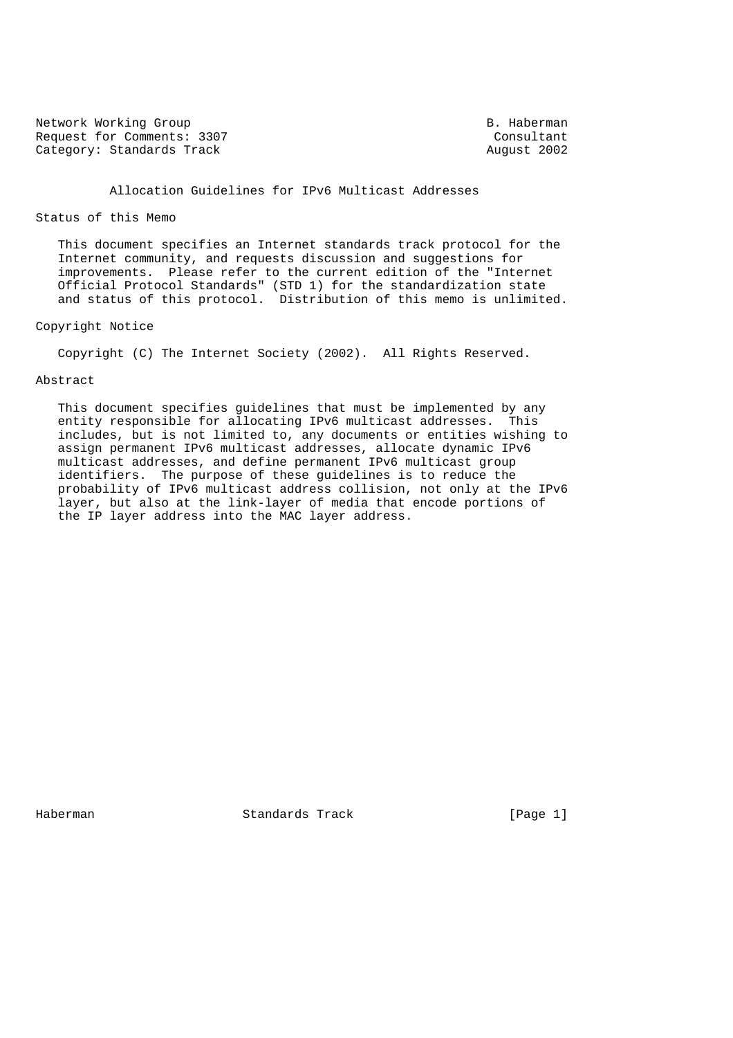Network Working Group B. Haberman
Request for Comments: 3307 Consultant
Category: Standards Track August 2002

# Allocation Guidelines for IPv6 Multicast Addresses

## Status of this Memo

This document specifies an Internet standards track protocol for the Internet community, and requests discussion and suggestions for improvements. Please refer to the current edition of the "Internet Official Protocol Standards" (STD 1) for the standardization state and status of this protocol. Distribution of this memo is unlimited.

## Copyright Notice

Copyright (C) The Internet Society (2002). All Rights Reserved.

## Abstract

This document specifies guidelines that must be implemented by any entity responsible for allocating IPv6 multicast addresses. This includes, but is not limited to, any documents or entities wishing to assign permanent IPv6 multicast addresses, allocate dynamic IPv6 multicast addresses, and define permanent IPv6 multicast group identifiers. The purpose of these guidelines is to reduce the probability of IPv6 multicast address collision, not only at the IPv6 layer, but also at the link-layer of media that encode portions of the IP layer address into the MAC layer address.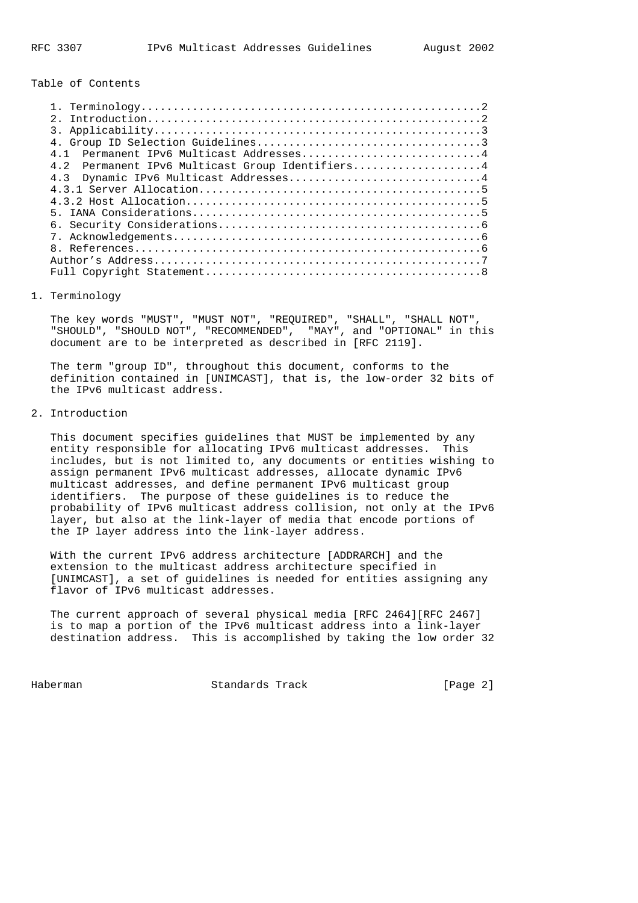Table of Contents

- 1. Terminology....................................................2
- 2. Introduction...................................................2
- 3. Applicability..................................................3
- 4. Group ID Selection Guidelines..................................3
- 4.1 Permanent IPv6 Multicast Addresses............................4
- 4.2 Permanent IPv6 Multicast Group Identifiers....................4
- 4.3 Dynamic IPv6 Multicast Addresses..............................4
- 4.3.1 Server Allocation...........................................5
- 4.3.2 Host Allocation.............................................5
- 5. IANA Considerations............................................5
- 6. Security Considerations........................................6
- 7. Acknowledgements...............................................6
- 8. References.....................................................6
- Author's Address..................................................7
- Full Copyright Statement..........................................8

## 1. Terminology

The key words "MUST", "MUST NOT", "REQUIRED", "SHALL", "SHALL NOT", "SHOULD", "SHOULD NOT", "RECOMMENDED", "MAY", and "OPTIONAL" in this document are to be interpreted as described in [RFC 2119].

The term "group ID", throughout this document, conforms to the definition contained in [UNIMCAST], that is, the low-order 32 bits of the IPv6 multicast address.

## 2. Introduction

This document specifies guidelines that MUST be implemented by any entity responsible for allocating IPv6 multicast addresses. This includes, but is not limited to, any documents or entities wishing to assign permanent IPv6 multicast addresses, allocate dynamic IPv6 multicast addresses, and define permanent IPv6 multicast group identifiers. The purpose of these guidelines is to reduce the probability of IPv6 multicast address collision, not only at the IPv6 layer, but also at the link-layer of media that encode portions of the IP layer address into the link-layer address.

With the current IPv6 address architecture [ADDRARCH] and the extension to the multicast address architecture specified in [UNIMCAST], a set of guidelines is needed for entities assigning any flavor of IPv6 multicast addresses.

The current approach of several physical media [RFC 2464][RFC 2467] is to map a portion of the IPv6 multicast address into a link-layer destination address. This is accomplished by taking the low order 32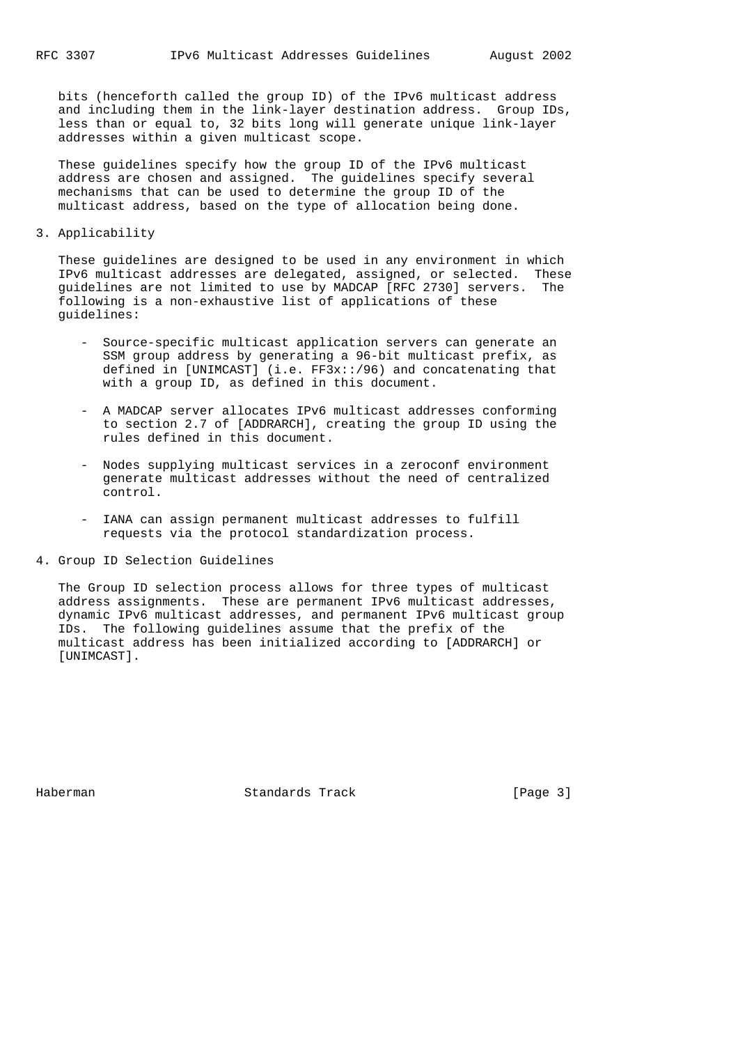bits (henceforth called the group ID) of the IPv6 multicast address and including them in the link-layer destination address. Group IDs, less than or equal to, 32 bits long will generate unique link-layer addresses within a given multicast scope.

These guidelines specify how the group ID of the IPv6 multicast address are chosen and assigned. The guidelines specify several mechanisms that can be used to determine the group ID of the multicast address, based on the type of allocation being done.

## 3. Applicability

These guidelines are designed to be used in any environment in which IPv6 multicast addresses are delegated, assigned, or selected. These guidelines are not limited to use by MADCAP [RFC 2730] servers. The following is a non-exhaustive list of applications of these guidelines:

- Source-specific multicast application servers can generate an SSM group address by generating a 96-bit multicast prefix, as defined in [UNIMCAST] (i.e. FF3x::/96) and concatenating that with a group ID, as defined in this document.

- A MADCAP server allocates IPv6 multicast addresses conforming to section 2.7 of [ADDRARCH], creating the group ID using the rules defined in this document.

- Nodes supplying multicast services in a zeroconf environment generate multicast addresses without the need of centralized control.

- IANA can assign permanent multicast addresses to fulfill requests via the protocol standardization process.

## 4. Group ID Selection Guidelines

The Group ID selection process allows for three types of multicast address assignments. These are permanent IPv6 multicast addresses, dynamic IPv6 multicast addresses, and permanent IPv6 multicast group IDs. The following guidelines assume that the prefix of the multicast address has been initialized according to [ADDRARCH] or [UNIMCAST].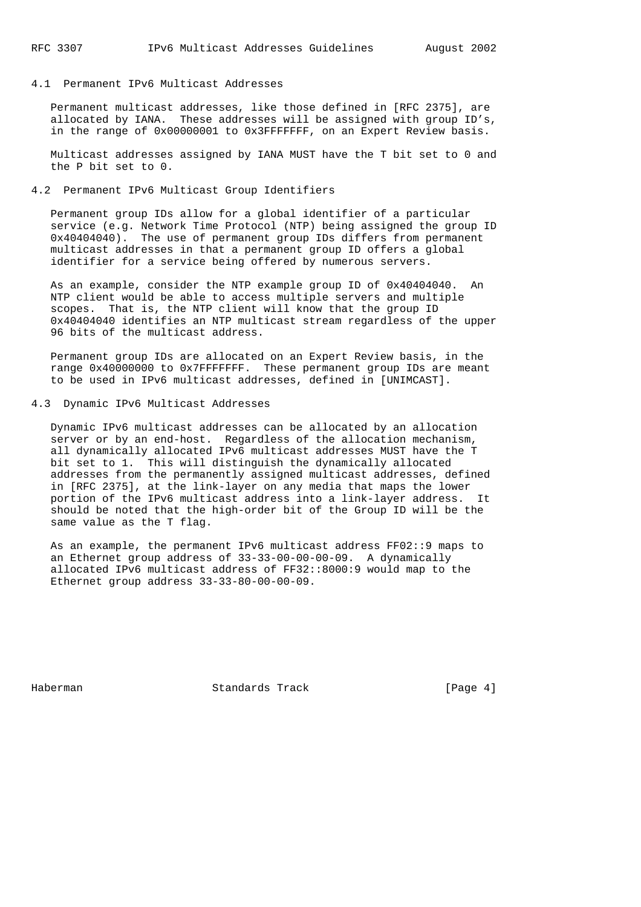### 4.1 Permanent IPv6 Multicast Addresses

Permanent multicast addresses, like those defined in [RFC 2375], are allocated by IANA. These addresses will be assigned with group ID's, in the range of 0x00000001 to 0x3FFFFFFF, on an Expert Review basis.

Multicast addresses assigned by IANA MUST have the T bit set to 0 and the P bit set to 0.

### 4.2 Permanent IPv6 Multicast Group Identifiers

Permanent group IDs allow for a global identifier of a particular service (e.g. Network Time Protocol (NTP) being assigned the group ID 0x40404040). The use of permanent group IDs differs from permanent multicast addresses in that a permanent group ID offers a global identifier for a service being offered by numerous servers.

As an example, consider the NTP example group ID of 0x40404040. An NTP client would be able to access multiple servers and multiple scopes. That is, the NTP client will know that the group ID 0x40404040 identifies an NTP multicast stream regardless of the upper 96 bits of the multicast address.

Permanent group IDs are allocated on an Expert Review basis, in the range 0x40000000 to 0x7FFFFFFF. These permanent group IDs are meant to be used in IPv6 multicast addresses, defined in [UNIMCAST].

### 4.3 Dynamic IPv6 Multicast Addresses

Dynamic IPv6 multicast addresses can be allocated by an allocation server or by an end-host. Regardless of the allocation mechanism, all dynamically allocated IPv6 multicast addresses MUST have the T bit set to 1. This will distinguish the dynamically allocated addresses from the permanently assigned multicast addresses, defined in [RFC 2375], at the link-layer on any media that maps the lower portion of the IPv6 multicast address into a link-layer address. It should be noted that the high-order bit of the Group ID will be the same value as the T flag.

As an example, the permanent IPv6 multicast address FF02::9 maps to an Ethernet group address of 33-33-00-00-00-09. A dynamically allocated IPv6 multicast address of FF32::8000:9 would map to the Ethernet group address 33-33-80-00-00-09.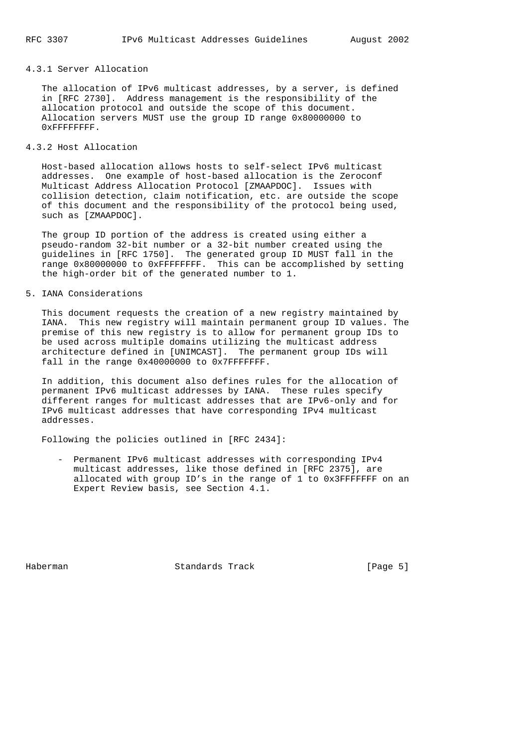#### 4.3.1 Server Allocation

The allocation of IPv6 multicast addresses, by a server, is defined in [RFC 2730]. Address management is the responsibility of the allocation protocol and outside the scope of this document. Allocation servers MUST use the group ID range 0x80000000 to 0xFFFFFFFF.

#### 4.3.2 Host Allocation

Host-based allocation allows hosts to self-select IPv6 multicast addresses. One example of host-based allocation is the Zeroconf Multicast Address Allocation Protocol [ZMAAPDOC]. Issues with collision detection, claim notification, etc. are outside the scope of this document and the responsibility of the protocol being used, such as [ZMAAPDOC].

The group ID portion of the address is created using either a pseudo-random 32-bit number or a 32-bit number created using the guidelines in [RFC 1750]. The generated group ID MUST fall in the range 0x80000000 to 0xFFFFFFFF. This can be accomplished by setting the high-order bit of the generated number to 1.

## 5. IANA Considerations

This document requests the creation of a new registry maintained by IANA. This new registry will maintain permanent group ID values. The premise of this new registry is to allow for permanent group IDs to be used across multiple domains utilizing the multicast address architecture defined in [UNIMCAST]. The permanent group IDs will fall in the range 0x40000000 to 0x7FFFFFFF.

In addition, this document also defines rules for the allocation of permanent IPv6 multicast addresses by IANA. These rules specify different ranges for multicast addresses that are IPv6-only and for IPv6 multicast addresses that have corresponding IPv4 multicast addresses.

Following the policies outlined in [RFC 2434]:

- Permanent IPv6 multicast addresses with corresponding IPv4 multicast addresses, like those defined in [RFC 2375], are allocated with group ID's in the range of 1 to 0x3FFFFFFF on an Expert Review basis, see Section 4.1.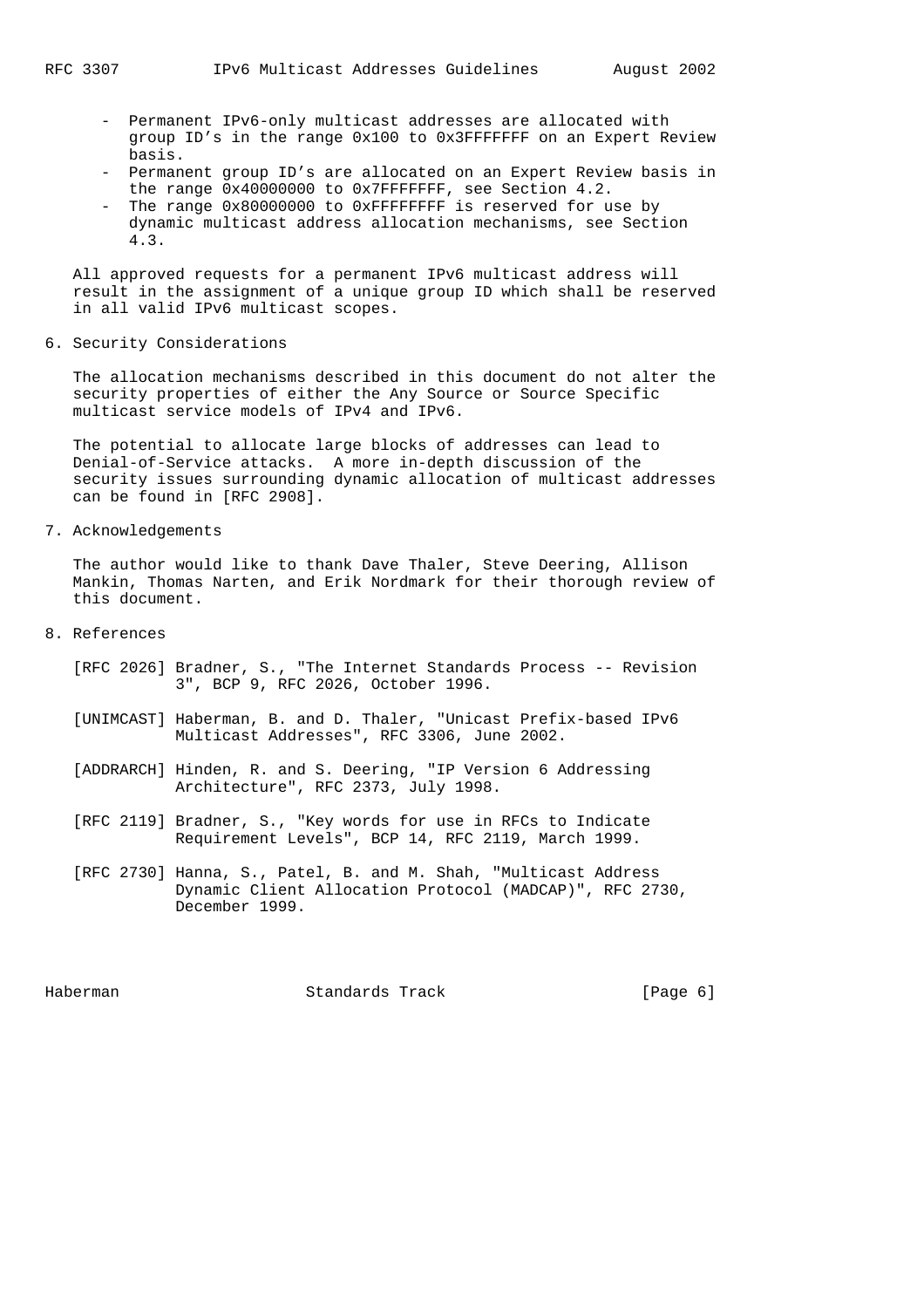- Permanent IPv6-only multicast addresses are allocated with group ID's in the range 0x100 to 0x3FFFFFFF on an Expert Review basis.
- Permanent group ID's are allocated on an Expert Review basis in the range 0x40000000 to 0x7FFFFFFF, see Section 4.2.
- The range 0x80000000 to 0xFFFFFFFF is reserved for use by dynamic multicast address allocation mechanisms, see Section 4.3.

All approved requests for a permanent IPv6 multicast address will result in the assignment of a unique group ID which shall be reserved in all valid IPv6 multicast scopes.

## 6. Security Considerations

The allocation mechanisms described in this document do not alter the security properties of either the Any Source or Source Specific multicast service models of IPv4 and IPv6.

The potential to allocate large blocks of addresses can lead to Denial-of-Service attacks. A more in-depth discussion of the security issues surrounding dynamic allocation of multicast addresses can be found in [RFC 2908].

## 7. Acknowledgements

The author would like to thank Dave Thaler, Steve Deering, Allison Mankin, Thomas Narten, and Erik Nordmark for their thorough review of this document.

## 8. References

[RFC 2026] Bradner, S., "The Internet Standards Process -- Revision 3", BCP 9, RFC 2026, October 1996.

[UNIMCAST] Haberman, B. and D. Thaler, "Unicast Prefix-based IPv6 Multicast Addresses", RFC 3306, June 2002.

[ADDRARCH] Hinden, R. and S. Deering, "IP Version 6 Addressing Architecture", RFC 2373, July 1998.

[RFC 2119] Bradner, S., "Key words for use in RFCs to Indicate Requirement Levels", BCP 14, RFC 2119, March 1999.

[RFC 2730] Hanna, S., Patel, B. and M. Shah, "Multicast Address Dynamic Client Allocation Protocol (MADCAP)", RFC 2730, December 1999.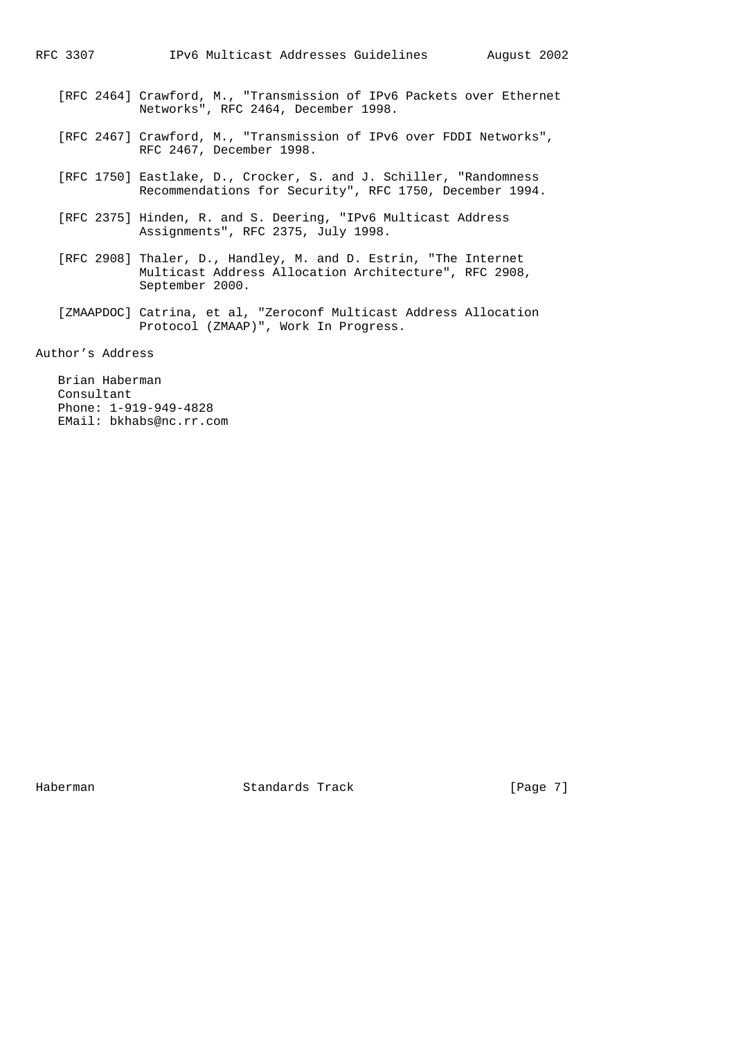[RFC 2464] Crawford, M., "Transmission of IPv6 Packets over Ethernet Networks", RFC 2464, December 1998.

[RFC 2467] Crawford, M., "Transmission of IPv6 over FDDI Networks", RFC 2467, December 1998.

[RFC 1750] Eastlake, D., Crocker, S. and J. Schiller, "Randomness Recommendations for Security", RFC 1750, December 1994.

[RFC 2375] Hinden, R. and S. Deering, "IPv6 Multicast Address Assignments", RFC 2375, July 1998.

[RFC 2908] Thaler, D., Handley, M. and D. Estrin, "The Internet Multicast Address Allocation Architecture", RFC 2908, September 2000.

[ZMAAPDOC] Catrina, et al, "Zeroconf Multicast Address Allocation Protocol (ZMAAP)", Work In Progress.

## Author's Address

Brian Haberman
Consultant
Phone: 1-919-949-4828
EMail: bkhabs@nc.rr.com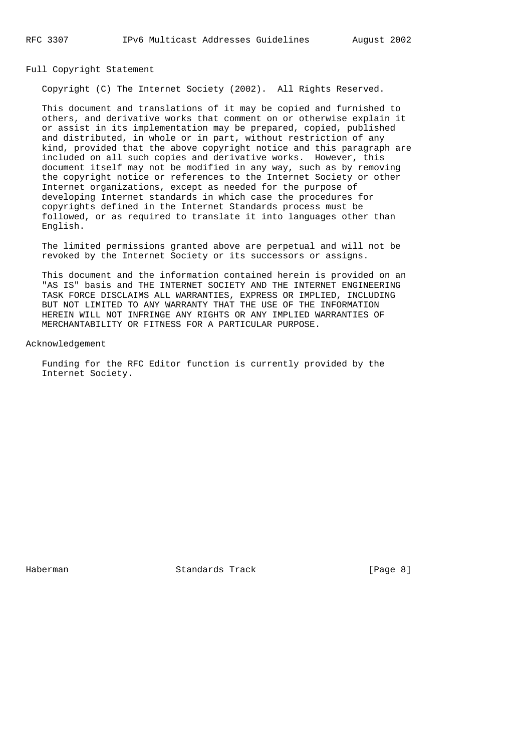## Full Copyright Statement

Copyright (C) The Internet Society (2002). All Rights Reserved.

This document and translations of it may be copied and furnished to others, and derivative works that comment on or otherwise explain it or assist in its implementation may be prepared, copied, published and distributed, in whole or in part, without restriction of any kind, provided that the above copyright notice and this paragraph are included on all such copies and derivative works. However, this document itself may not be modified in any way, such as by removing the copyright notice or references to the Internet Society or other Internet organizations, except as needed for the purpose of developing Internet standards in which case the procedures for copyrights defined in the Internet Standards process must be followed, or as required to translate it into languages other than English.

The limited permissions granted above are perpetual and will not be revoked by the Internet Society or its successors or assigns.

This document and the information contained herein is provided on an "AS IS" basis and THE INTERNET SOCIETY AND THE INTERNET ENGINEERING TASK FORCE DISCLAIMS ALL WARRANTIES, EXPRESS OR IMPLIED, INCLUDING BUT NOT LIMITED TO ANY WARRANTY THAT THE USE OF THE INFORMATION HEREIN WILL NOT INFRINGE ANY RIGHTS OR ANY IMPLIED WARRANTIES OF MERCHANTABILITY OR FITNESS FOR A PARTICULAR PURPOSE.

## Acknowledgement

Funding for the RFC Editor function is currently provided by the Internet Society.